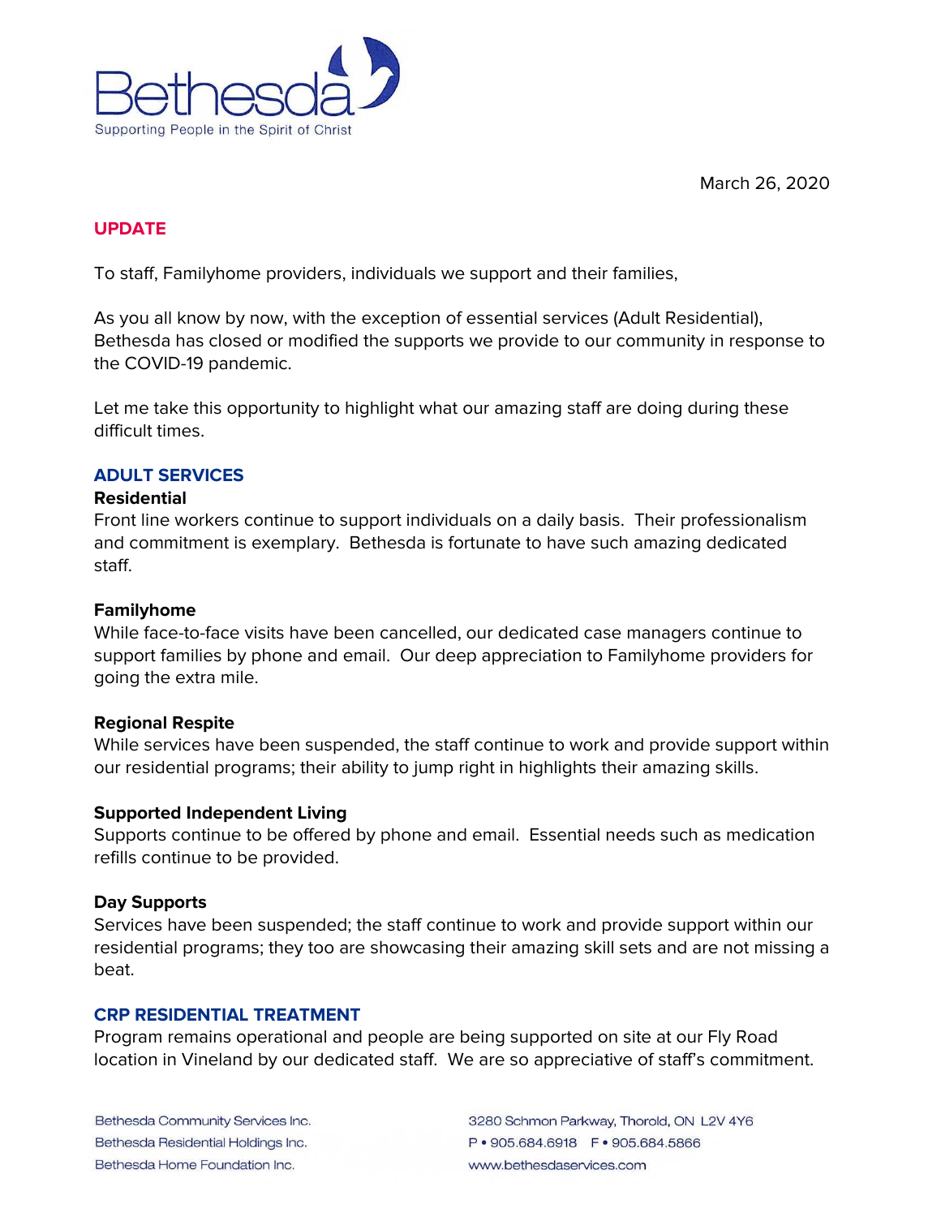Bethesda

Supporting People in the Spirit of Christ

March 26, 2020

## UPDATE

To staff, Familyhome providers, individuals we support and their families,

As you all know by now, with the exception of essential services (Adult Residential), Bethesda has closed or modified the supports we provide to our community in response to the COVID-19 pandemic.

Let me take this opportunity to highlight what our amazing staff are doing during these difficult times.

## ADULT SERVICES

### Residential

Front line workers continue to support individuals on a daily basis. Their professionalism and commitment is exemplary. Bethesda is fortunate to have such amazing dedicated staff.

### Familyhome

While face-to-face visits have been cancelled, our dedicated case managers continue to support families by phone and email. Our deep appreciation to Familyhome providers for going the extra mile.

### Regional Respite

While services have been suspended, the staff continue to work and provide support within our residential programs; their ability to jump right in highlights their amazing skills.

### Supported Independent Living

Supports continue to be offered by phone and email. Essential needs such as medication refills continue to be provided.

### Day Supports

Services have been suspended; the staff continue to work and provide support within our residential programs; they too are showcasing their amazing skill sets and are not missing a beat.

## CRP RESIDENTIAL TREATMENT

Program remains operational and people are being supported on site at our Fly Road location in Vineland by our dedicated staff. We are so appreciative of staff's commitment.

Bethesda Community Services Inc.
Bethesda Residential Holdings Inc.
Bethesda Home Foundation Inc.

3280 Schmon Parkway, Thorold, ON L2V 4Y6
P • 905.684.6918 F • 905.684.5866
www.bethesdaservices.com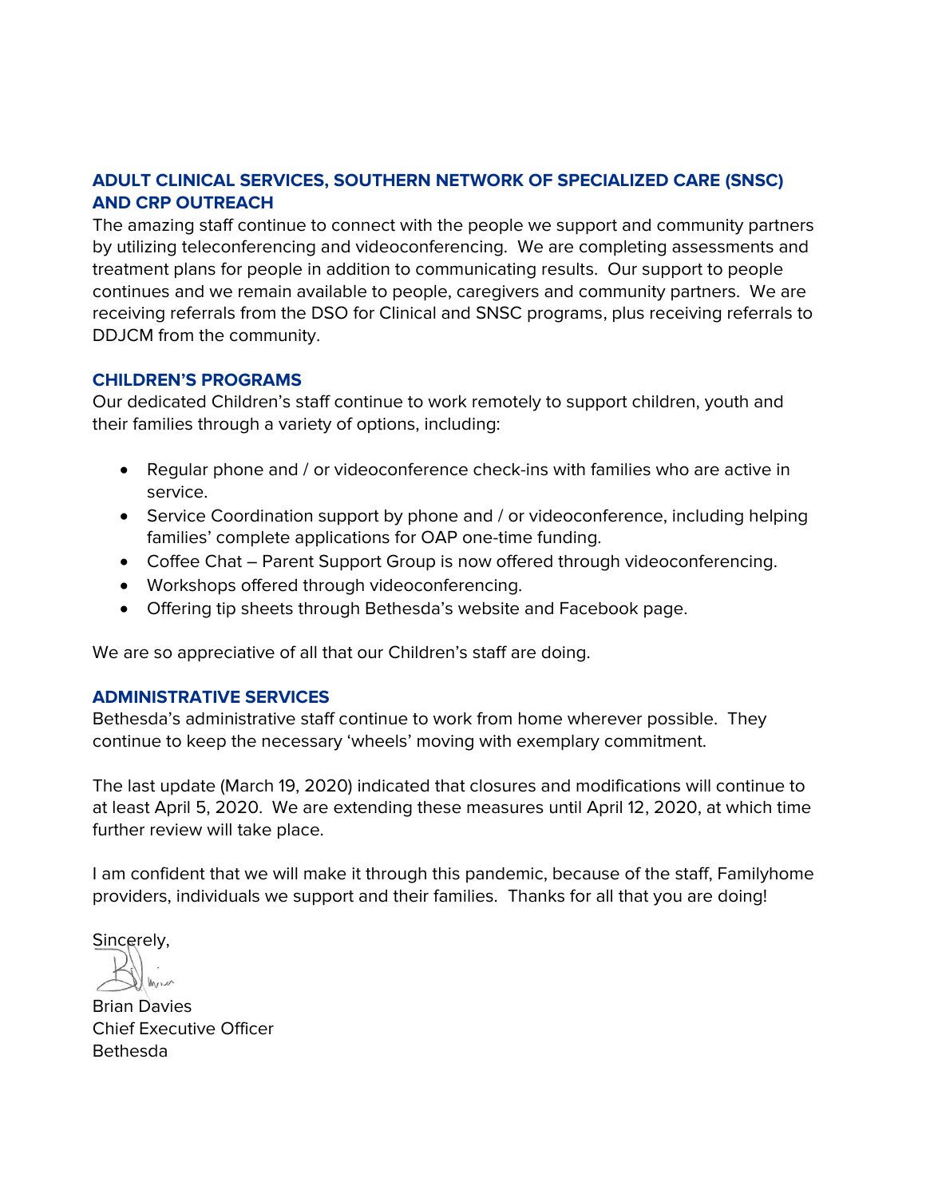## ADULT CLINICAL SERVICES, SOUTHERN NETWORK OF SPECIALIZED CARE (SNSC) AND CRP OUTREACH

The amazing staff continue to connect with the people we support and community partners by utilizing teleconferencing and videoconferencing. We are completing assessments and treatment plans for people in addition to communicating results. Our support to people continues and we remain available to people, caregivers and community partners. We are receiving referrals from the DSO for Clinical and SNSC programs, plus receiving referrals to DDJCM from the community.

## CHILDREN'S PROGRAMS

Our dedicated Children's staff continue to work remotely to support children, youth and their families through a variety of options, including:

- Regular phone and / or videoconference check-ins with families who are active in service.
- Service Coordination support by phone and / or videoconference, including helping families' complete applications for OAP one-time funding.
- Coffee Chat – Parent Support Group is now offered through videoconferencing.
- Workshops offered through videoconferencing.
- Offering tip sheets through Bethesda's website and Facebook page.

We are so appreciative of all that our Children's staff are doing.

## ADMINISTRATIVE SERVICES

Bethesda's administrative staff continue to work from home wherever possible. They continue to keep the necessary 'wheels' moving with exemplary commitment.

The last update (March 19, 2020) indicated that closures and modifications will continue to at least April 5, 2020. We are extending these measures until April 12, 2020, at which time further review will take place.

I am confident that we will make it through this pandemic, because of the staff, Familyhome providers, individuals we support and their families. Thanks for all that you are doing!

Sincerely,

Brian Davies
Chief Executive Officer
Bethesda